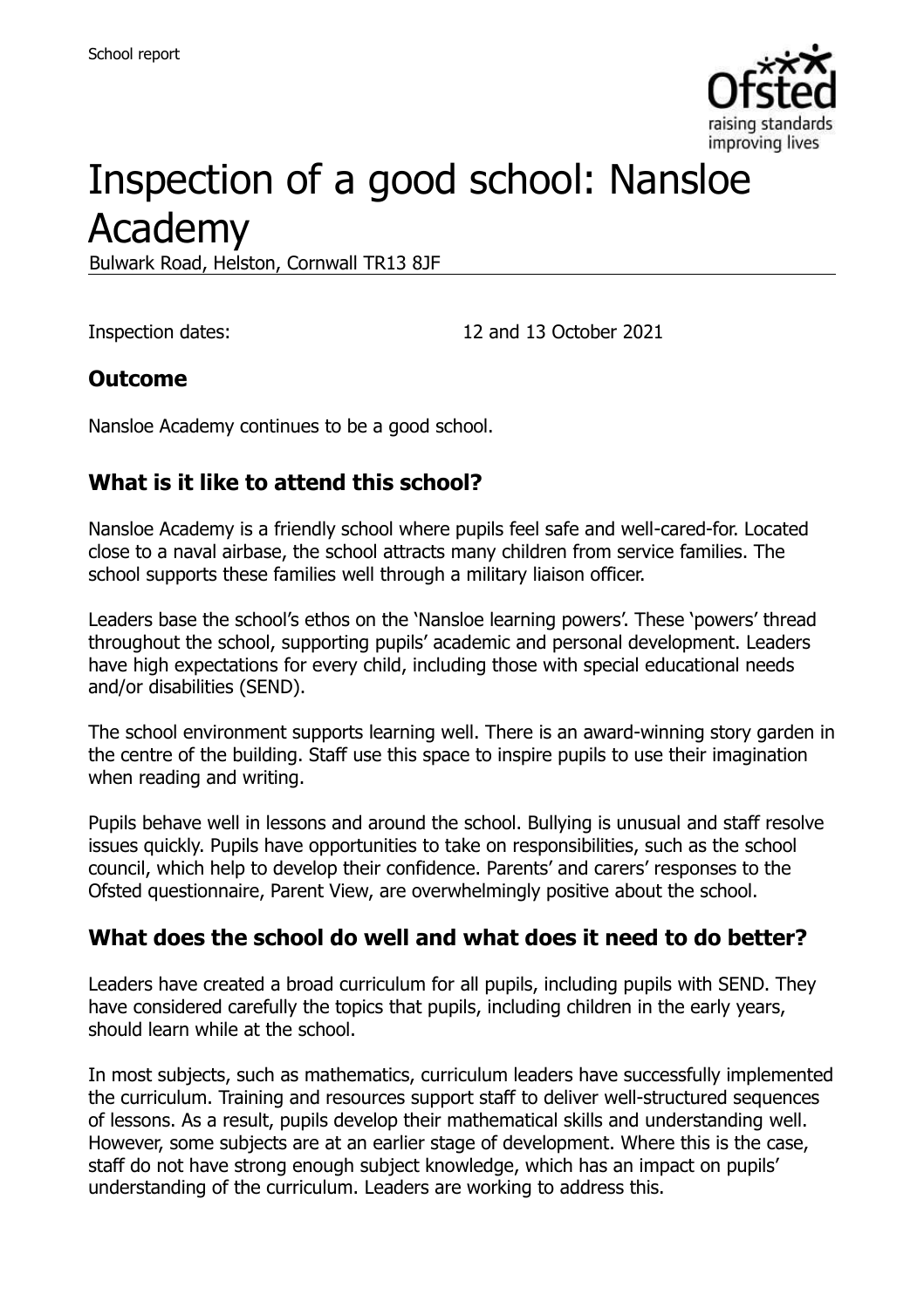School report

# Inspection of a good school: Nansloe Academy

Bulwark Road, Helston, Cornwall TR13 8JF

Inspection dates: 12 and 13 October 2021

## Outcome

Nansloe Academy continues to be a good school.

## What is it like to attend this school?

Nansloe Academy is a friendly school where pupils feel safe and well-cared-for. Located close to a naval airbase, the school attracts many children from service families. The school supports these families well through a military liaison officer.

Leaders base the school's ethos on the 'Nansloe learning powers'. These 'powers' thread throughout the school, supporting pupils' academic and personal development. Leaders have high expectations for every child, including those with special educational needs and/or disabilities (SEND).

The school environment supports learning well. There is an award-winning story garden in the centre of the building. Staff use this space to inspire pupils to use their imagination when reading and writing.

Pupils behave well in lessons and around the school. Bullying is unusual and staff resolve issues quickly. Pupils have opportunities to take on responsibilities, such as the school council, which help to develop their confidence. Parents' and carers' responses to the Ofsted questionnaire, Parent View, are overwhelmingly positive about the school.

## What does the school do well and what does it need to do better?

Leaders have created a broad curriculum for all pupils, including pupils with SEND. They have considered carefully the topics that pupils, including children in the early years, should learn while at the school.

In most subjects, such as mathematics, curriculum leaders have successfully implemented the curriculum. Training and resources support staff to deliver well-structured sequences of lessons. As a result, pupils develop their mathematical skills and understanding well. However, some subjects are at an earlier stage of development. Where this is the case, staff do not have strong enough subject knowledge, which has an impact on pupils' understanding of the curriculum. Leaders are working to address this.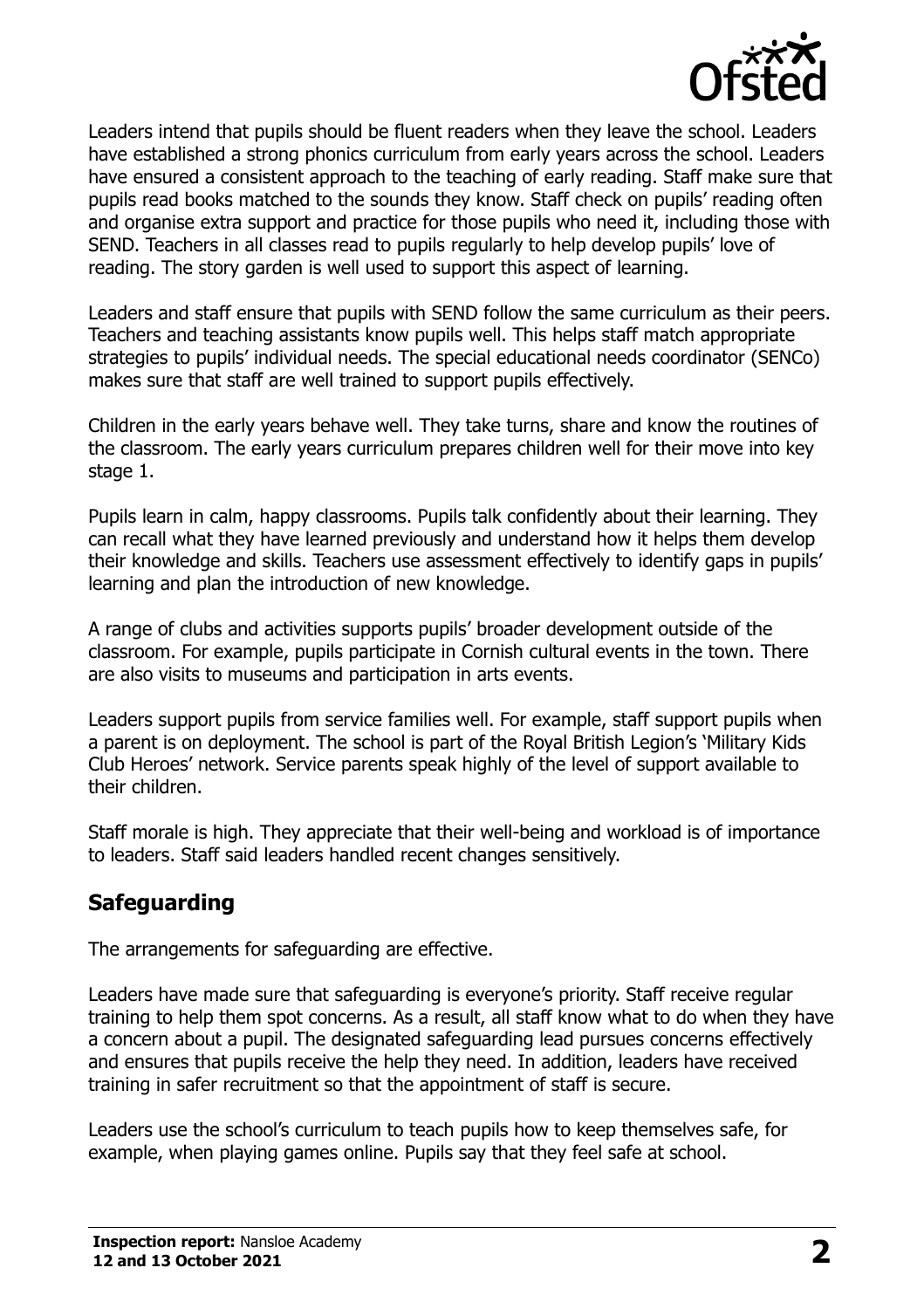Leaders intend that pupils should be fluent readers when they leave the school. Leaders have established a strong phonics curriculum from early years across the school. Leaders have ensured a consistent approach to the teaching of early reading. Staff make sure that pupils read books matched to the sounds they know. Staff check on pupils' reading often and organise extra support and practice for those pupils who need it, including those with SEND. Teachers in all classes read to pupils regularly to help develop pupils' love of reading. The story garden is well used to support this aspect of learning.

Leaders and staff ensure that pupils with SEND follow the same curriculum as their peers. Teachers and teaching assistants know pupils well. This helps staff match appropriate strategies to pupils' individual needs. The special educational needs coordinator (SENCo) makes sure that staff are well trained to support pupils effectively.

Children in the early years behave well. They take turns, share and know the routines of the classroom. The early years curriculum prepares children well for their move into key stage 1.

Pupils learn in calm, happy classrooms. Pupils talk confidently about their learning. They can recall what they have learned previously and understand how it helps them develop their knowledge and skills. Teachers use assessment effectively to identify gaps in pupils' learning and plan the introduction of new knowledge.

A range of clubs and activities supports pupils' broader development outside of the classroom. For example, pupils participate in Cornish cultural events in the town. There are also visits to museums and participation in arts events.

Leaders support pupils from service families well. For example, staff support pupils when a parent is on deployment. The school is part of the Royal British Legion's 'Military Kids Club Heroes' network. Service parents speak highly of the level of support available to their children.

Staff morale is high. They appreciate that their well-being and workload is of importance to leaders. Staff said leaders handled recent changes sensitively.

## Safeguarding

The arrangements for safeguarding are effective.

Leaders have made sure that safeguarding is everyone's priority. Staff receive regular training to help them spot concerns. As a result, all staff know what to do when they have a concern about a pupil. The designated safeguarding lead pursues concerns effectively and ensures that pupils receive the help they need. In addition, leaders have received training in safer recruitment so that the appointment of staff is secure.

Leaders use the school's curriculum to teach pupils how to keep themselves safe, for example, when playing games online. Pupils say that they feel safe at school.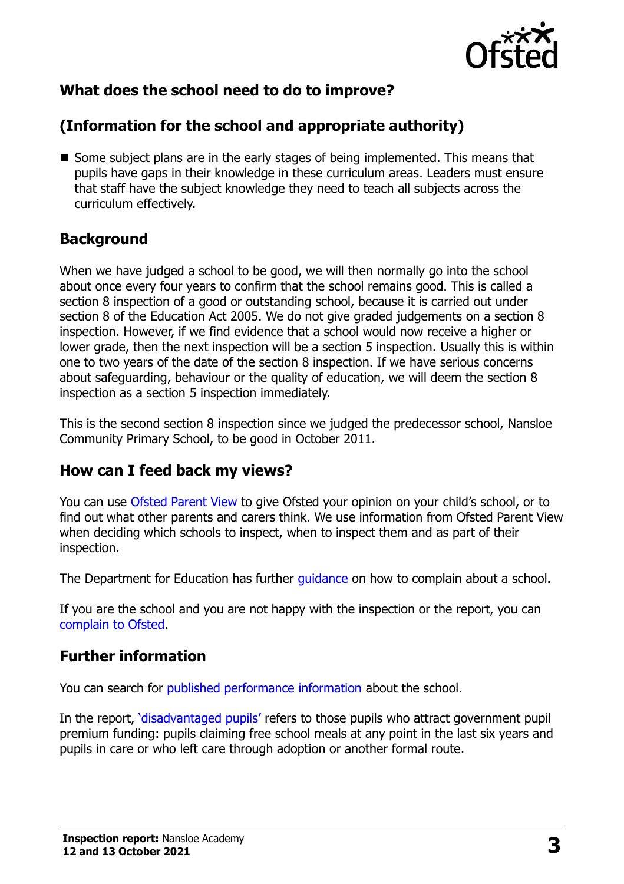## What does the school need to do to improve?

## (Information for the school and appropriate authority)

- Some subject plans are in the early stages of being implemented. This means that pupils have gaps in their knowledge in these curriculum areas. Leaders must ensure that staff have the subject knowledge they need to teach all subjects across the curriculum effectively.

## Background

When we have judged a school to be good, we will then normally go into the school about once every four years to confirm that the school remains good. This is called a section 8 inspection of a good or outstanding school, because it is carried out under section 8 of the Education Act 2005. We do not give graded judgements on a section 8 inspection. However, if we find evidence that a school would now receive a higher or lower grade, then the next inspection will be a section 5 inspection. Usually this is within one to two years of the date of the section 8 inspection. If we have serious concerns about safeguarding, behaviour or the quality of education, we will deem the section 8 inspection as a section 5 inspection immediately.

This is the second section 8 inspection since we judged the predecessor school, Nansloe Community Primary School, to be good in October 2011.

## How can I feed back my views?

You can use Ofsted Parent View to give Ofsted your opinion on your child's school, or to find out what other parents and carers think. We use information from Ofsted Parent View when deciding which schools to inspect, when to inspect them and as part of their inspection.

The Department for Education has further guidance on how to complain about a school.

If you are the school and you are not happy with the inspection or the report, you can complain to Ofsted.

## Further information

You can search for published performance information about the school.

In the report, 'disadvantaged pupils' refers to those pupils who attract government pupil premium funding: pupils claiming free school meals at any point in the last six years and pupils in care or who left care through adoption or another formal route.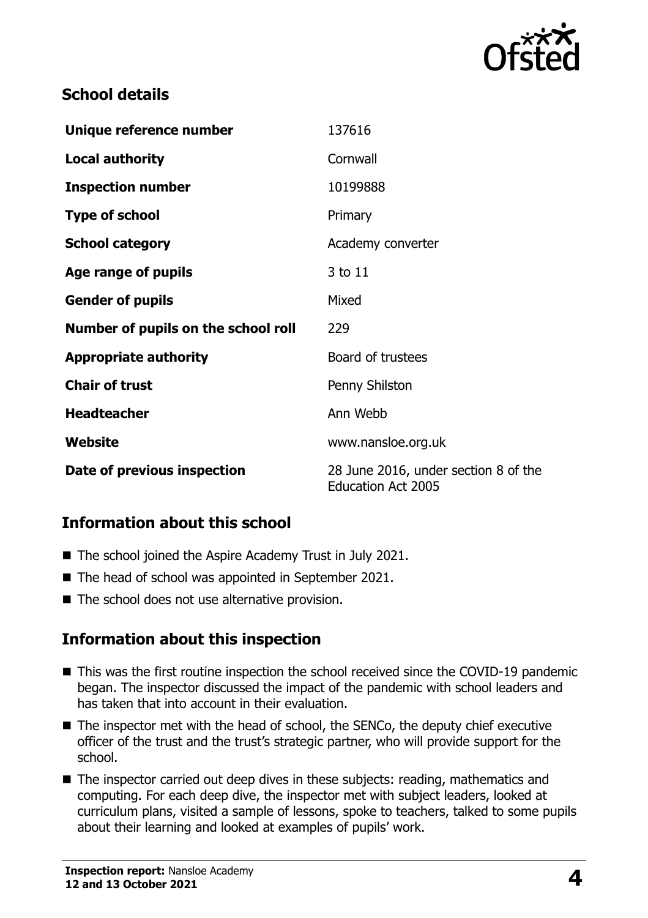## School details

| | |
|---|---|
| **Unique reference number** | 137616 |
| **Local authority** | Cornwall |
| **Inspection number** | 10199888 |
| **Type of school** | Primary |
| **School category** | Academy converter |
| **Age range of pupils** | 3 to 11 |
| **Gender of pupils** | Mixed |
| **Number of pupils on the school roll** | 229 |
| **Appropriate authority** | Board of trustees |
| **Chair of trust** | Penny Shilston |
| **Headteacher** | Ann Webb |
| **Website** | www.nansloe.org.uk |
| **Date of previous inspection** | 28 June 2016, under section 8 of the Education Act 2005 |

## Information about this school

- The school joined the Aspire Academy Trust in July 2021.
- The head of school was appointed in September 2021.
- The school does not use alternative provision.

## Information about this inspection

- This was the first routine inspection the school received since the COVID-19 pandemic began. The inspector discussed the impact of the pandemic with school leaders and has taken that into account in their evaluation.
- The inspector met with the head of school, the SENCo, the deputy chief executive officer of the trust and the trust's strategic partner, who will provide support for the school.
- The inspector carried out deep dives in these subjects: reading, mathematics and computing. For each deep dive, the inspector met with subject leaders, looked at curriculum plans, visited a sample of lessons, spoke to teachers, talked to some pupils about their learning and looked at examples of pupils' work.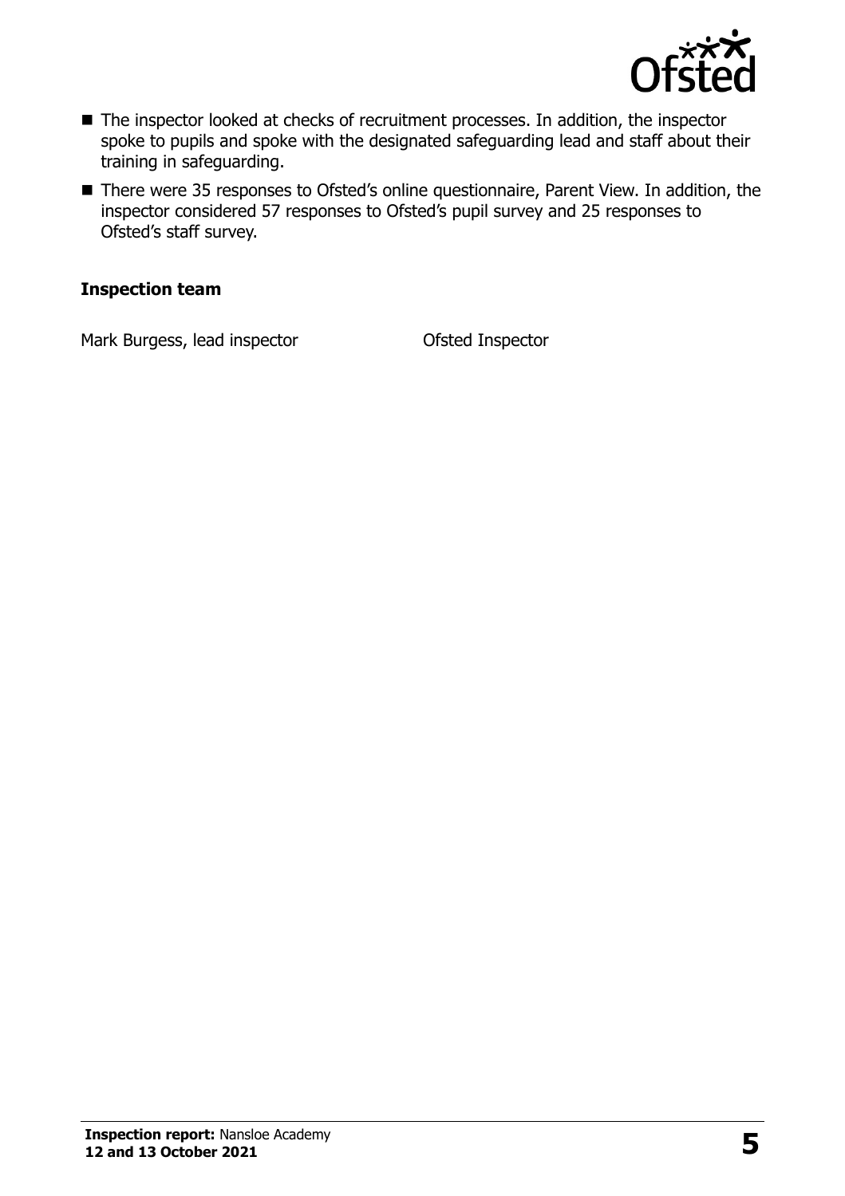- The inspector looked at checks of recruitment processes. In addition, the inspector spoke to pupils and spoke with the designated safeguarding lead and staff about their training in safeguarding.
- There were 35 responses to Ofsted's online questionnaire, Parent View. In addition, the inspector considered 57 responses to Ofsted's pupil survey and 25 responses to Ofsted's staff survey.

### Inspection team

| | |
|---|---|
| Mark Burgess, lead inspector | Ofsted Inspector |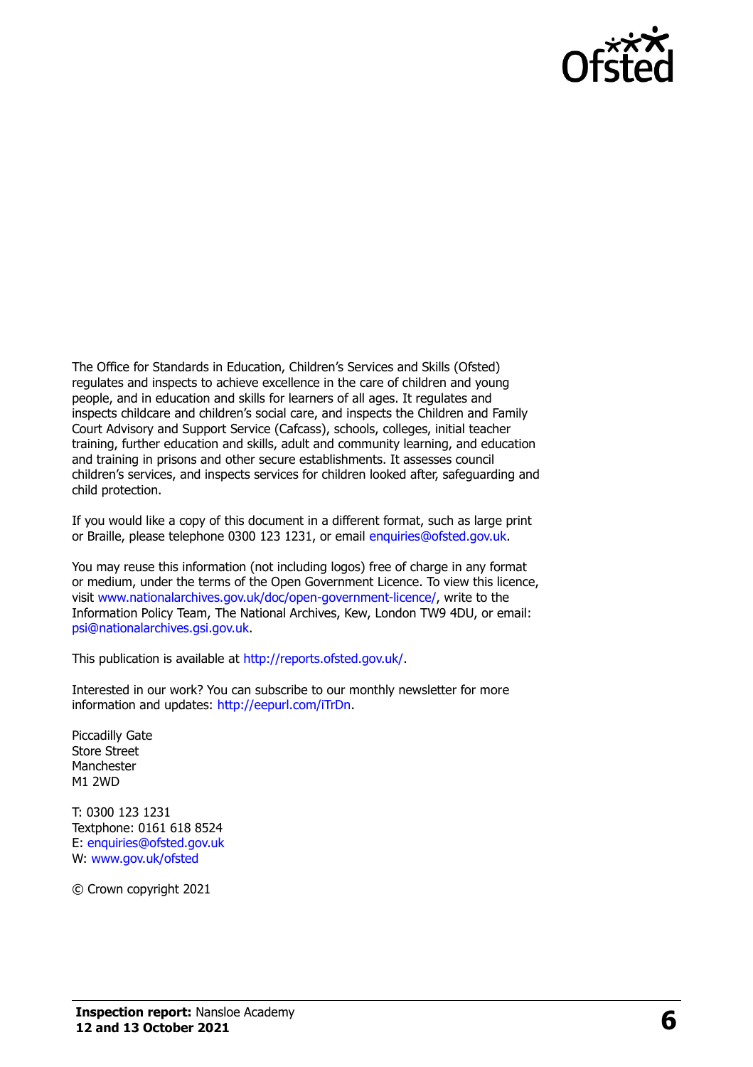The Office for Standards in Education, Children's Services and Skills (Ofsted) regulates and inspects to achieve excellence in the care of children and young people, and in education and skills for learners of all ages. It regulates and inspects childcare and children's social care, and inspects the Children and Family Court Advisory and Support Service (Cafcass), schools, colleges, initial teacher training, further education and skills, adult and community learning, and education and training in prisons and other secure establishments. It assesses council children's services, and inspects services for children looked after, safeguarding and child protection.

If you would like a copy of this document in a different format, such as large print or Braille, please telephone 0300 123 1231, or email enquiries@ofsted.gov.uk.

You may reuse this information (not including logos) free of charge in any format or medium, under the terms of the Open Government Licence. To view this licence, visit www.nationalarchives.gov.uk/doc/open-government-licence/, write to the Information Policy Team, The National Archives, Kew, London TW9 4DU, or email: psi@nationalarchives.gsi.gov.uk.

This publication is available at http://reports.ofsted.gov.uk/.

Interested in our work? You can subscribe to our monthly newsletter for more information and updates: http://eepurl.com/iTrDn.

Piccadilly Gate
Store Street
Manchester
M1 2WD

T: 0300 123 1231
Textphone: 0161 618 8524
E: enquiries@ofsted.gov.uk
W: www.gov.uk/ofsted

© Crown copyright 2021